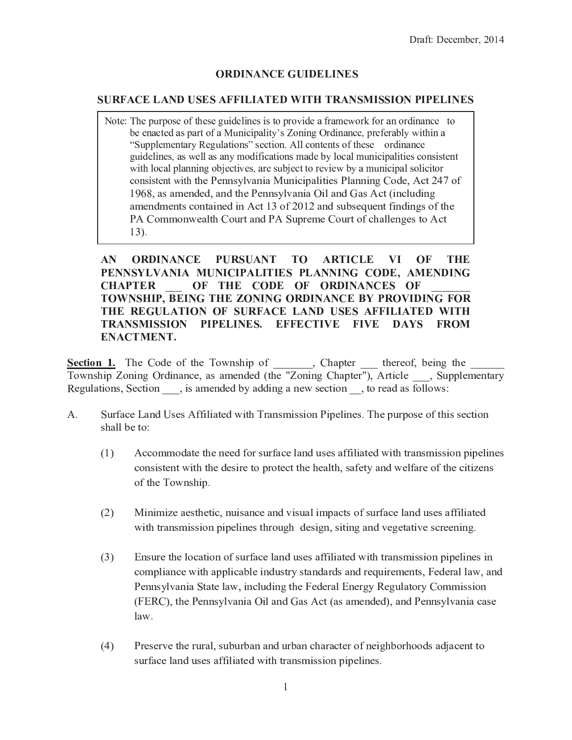Draft: December, 2014

# ORDINANCE GUIDELINES

## SURFACE LAND USES AFFILIATED WITH TRANSMISSION PIPELINES

> Note: The purpose of these guidelines is to provide a framework for an ordinance to be enacted as part of a Municipality's Zoning Ordinance, preferably within a "Supplementary Regulations" section. All contents of these ordinance guidelines, as well as any modifications made by local municipalities consistent with local planning objectives, are subject to review by a municipal solicitor consistent with the Pennsylvania Municipalities Planning Code, Act 247 of 1968, as amended, and the Pennsylvania Oil and Gas Act (including amendments contained in Act 13 of 2012 and subsequent findings of the PA Commonwealth Court and PA Supreme Court of challenges to Act 13).

**AN ORDINANCE PURSUANT TO ARTICLE VI OF THE PENNSYLVANIA MUNICIPALITIES PLANNING CODE, AMENDING CHAPTER ___ OF THE CODE OF ORDINANCES OF ______ TOWNSHIP, BEING THE ZONING ORDINANCE BY PROVIDING FOR THE REGULATION OF SURFACE LAND USES AFFILIATED WITH TRANSMISSION PIPELINES. EFFECTIVE FIVE DAYS FROM ENACTMENT.**

**Section 1.** The Code of the Township of _______, Chapter ___ thereof, being the ______ Township Zoning Ordinance, as amended (the "Zoning Chapter"), Article ___, Supplementary Regulations, Section ___, is amended by adding a new section __, to read as follows:

A. Surface Land Uses Affiliated with Transmission Pipelines. The purpose of this section shall be to:

(1) Accommodate the need for surface land uses affiliated with transmission pipelines consistent with the desire to protect the health, safety and welfare of the citizens of the Township.

(2) Minimize aesthetic, nuisance and visual impacts of surface land uses affiliated with transmission pipelines through design, siting and vegetative screening.

(3) Ensure the location of surface land uses affiliated with transmission pipelines in compliance with applicable industry standards and requirements, Federal law, and Pennsylvania State law, including the Federal Energy Regulatory Commission (FERC), the Pennsylvania Oil and Gas Act (as amended), and Pennsylvania case law.

(4) Preserve the rural, suburban and urban character of neighborhoods adjacent to surface land uses affiliated with transmission pipelines.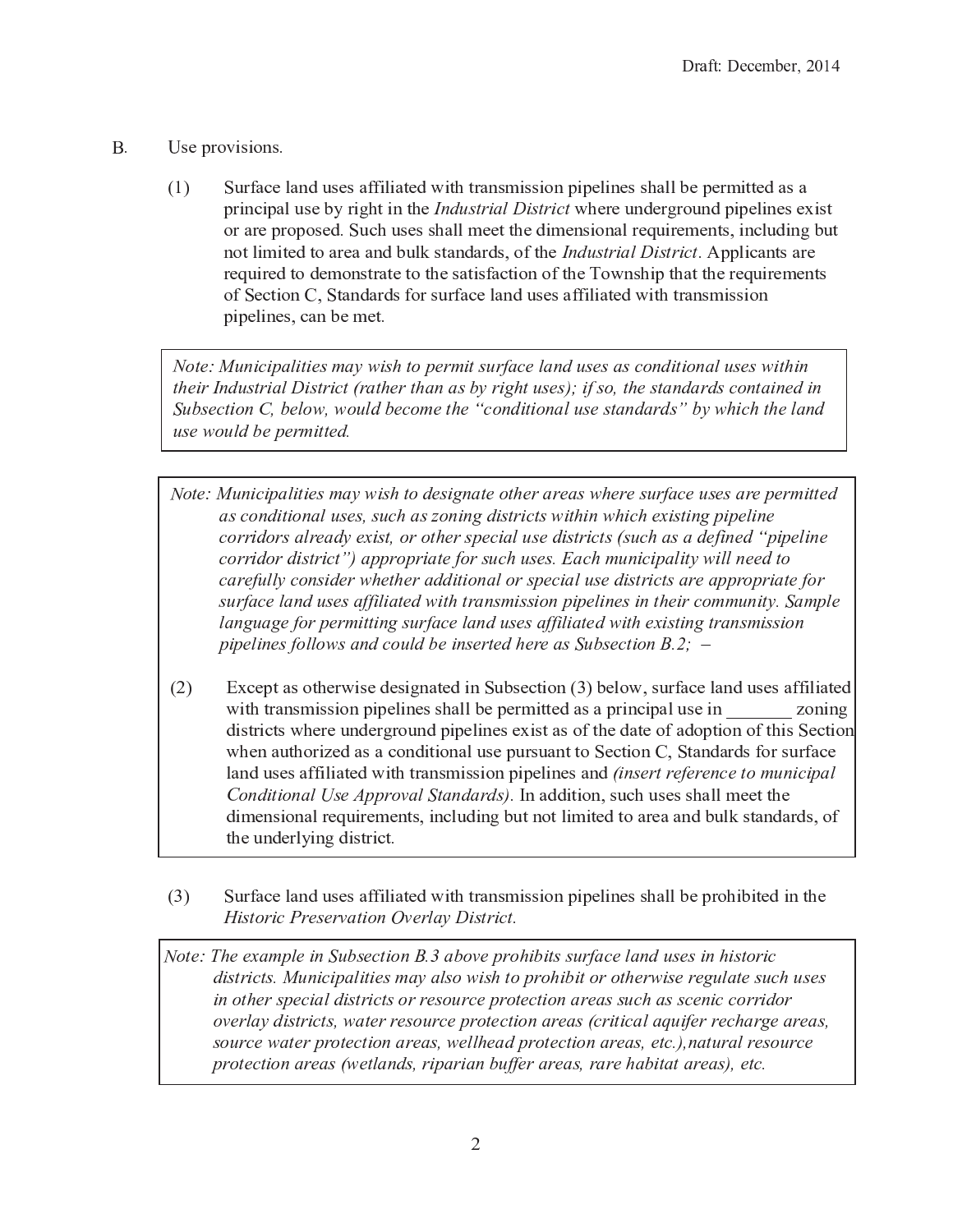B. Use provisions.

(1) Surface land uses affiliated with transmission pipelines shall be permitted as a principal use by right in the *Industrial District* where underground pipelines exist or are proposed. Such uses shall meet the dimensional requirements, including but not limited to area and bulk standards, of the *Industrial District*. Applicants are required to demonstrate to the satisfaction of the Township that the requirements of Section C, Standards for surface land uses affiliated with transmission pipelines, can be met.

> *Note: Municipalities may wish to permit surface land uses as conditional uses within their Industrial District (rather than as by right uses); if so, the standards contained in Subsection C, below, would become the "conditional use standards" by which the land use would be permitted.*

> *Note: Municipalities may wish to designate other areas where surface uses are permitted as conditional uses, such as zoning districts within which existing pipeline corridors already exist, or other special use districts (such as a defined "pipeline corridor district") appropriate for such uses. Each municipality will need to carefully consider whether additional or special use districts are appropriate for surface land uses affiliated with transmission pipelines in their community. Sample language for permitting surface land uses affiliated with existing transmission pipelines follows and could be inserted here as Subsection B.2; –*
>
> (2) Except as otherwise designated in Subsection (3) below, surface land uses affiliated with transmission pipelines shall be permitted as a principal use in _______ zoning districts where underground pipelines exist as of the date of adoption of this Section when authorized as a conditional use pursuant to Section C, Standards for surface land uses affiliated with transmission pipelines and *(insert reference to municipal Conditional Use Approval Standards)*. In addition, such uses shall meet the dimensional requirements, including but not limited to area and bulk standards, of the underlying district.

(3) Surface land uses affiliated with transmission pipelines shall be prohibited in the *Historic Preservation Overlay District.*

> *Note: The example in Subsection B.3 above prohibits surface land uses in historic districts. Municipalities may also wish to prohibit or otherwise regulate such uses in other special districts or resource protection areas such as scenic corridor overlay districts, water resource protection areas (critical aquifer recharge areas, source water protection areas, wellhead protection areas, etc.),natural resource protection areas (wetlands, riparian buffer areas, rare habitat areas), etc.*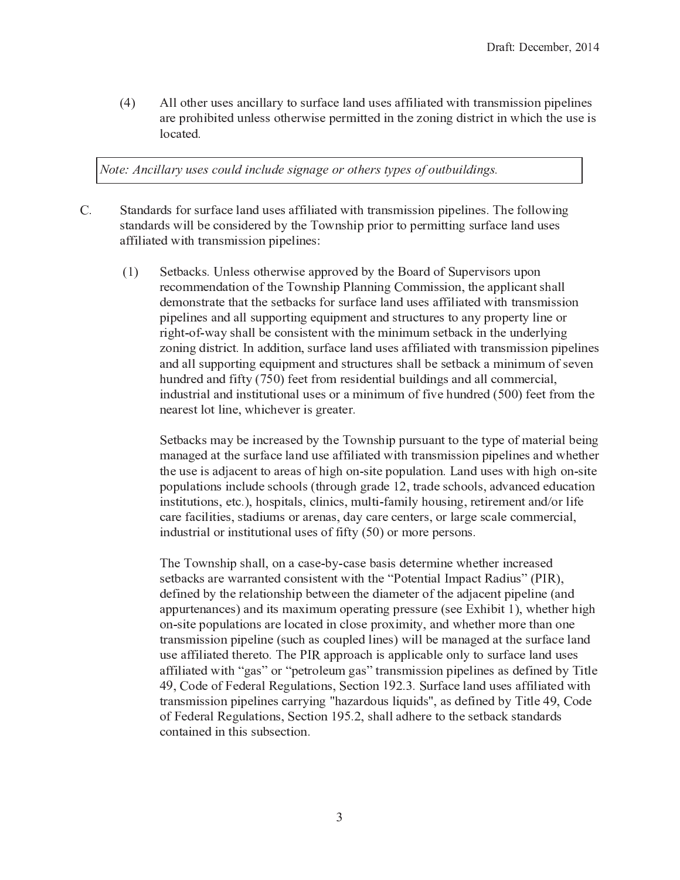(4) All other uses ancillary to surface land uses affiliated with transmission pipelines are prohibited unless otherwise permitted in the zoning district in which the use is located.

> *Note: Ancillary uses could include signage or others types of outbuildings.*

C. Standards for surface land uses affiliated with transmission pipelines. The following standards will be considered by the Township prior to permitting surface land uses affiliated with transmission pipelines:

(1) Setbacks. Unless otherwise approved by the Board of Supervisors upon recommendation of the Township Planning Commission, the applicant shall demonstrate that the setbacks for surface land uses affiliated with transmission pipelines and all supporting equipment and structures to any property line or right-of-way shall be consistent with the minimum setback in the underlying zoning district. In addition, surface land uses affiliated with transmission pipelines and all supporting equipment and structures shall be setback a minimum of seven hundred and fifty (750) feet from residential buildings and all commercial, industrial and institutional uses or a minimum of five hundred (500) feet from the nearest lot line, whichever is greater.

Setbacks may be increased by the Township pursuant to the type of material being managed at the surface land use affiliated with transmission pipelines and whether the use is adjacent to areas of high on-site population. Land uses with high on-site populations include schools (through grade 12, trade schools, advanced education institutions, etc.), hospitals, clinics, multi-family housing, retirement and/or life care facilities, stadiums or arenas, day care centers, or large scale commercial, industrial or institutional uses of fifty (50) or more persons.

The Township shall, on a case-by-case basis determine whether increased setbacks are warranted consistent with the "Potential Impact Radius" (PIR), defined by the relationship between the diameter of the adjacent pipeline (and appurtenances) and its maximum operating pressure (see Exhibit 1), whether high on-site populations are located in close proximity, and whether more than one transmission pipeline (such as coupled lines) will be managed at the surface land use affiliated thereto. The PIR approach is applicable only to surface land uses affiliated with "gas" or "petroleum gas" transmission pipelines as defined by Title 49, Code of Federal Regulations, Section 192.3. Surface land uses affiliated with transmission pipelines carrying "hazardous liquids", as defined by Title 49, Code of Federal Regulations, Section 195.2, shall adhere to the setback standards contained in this subsection.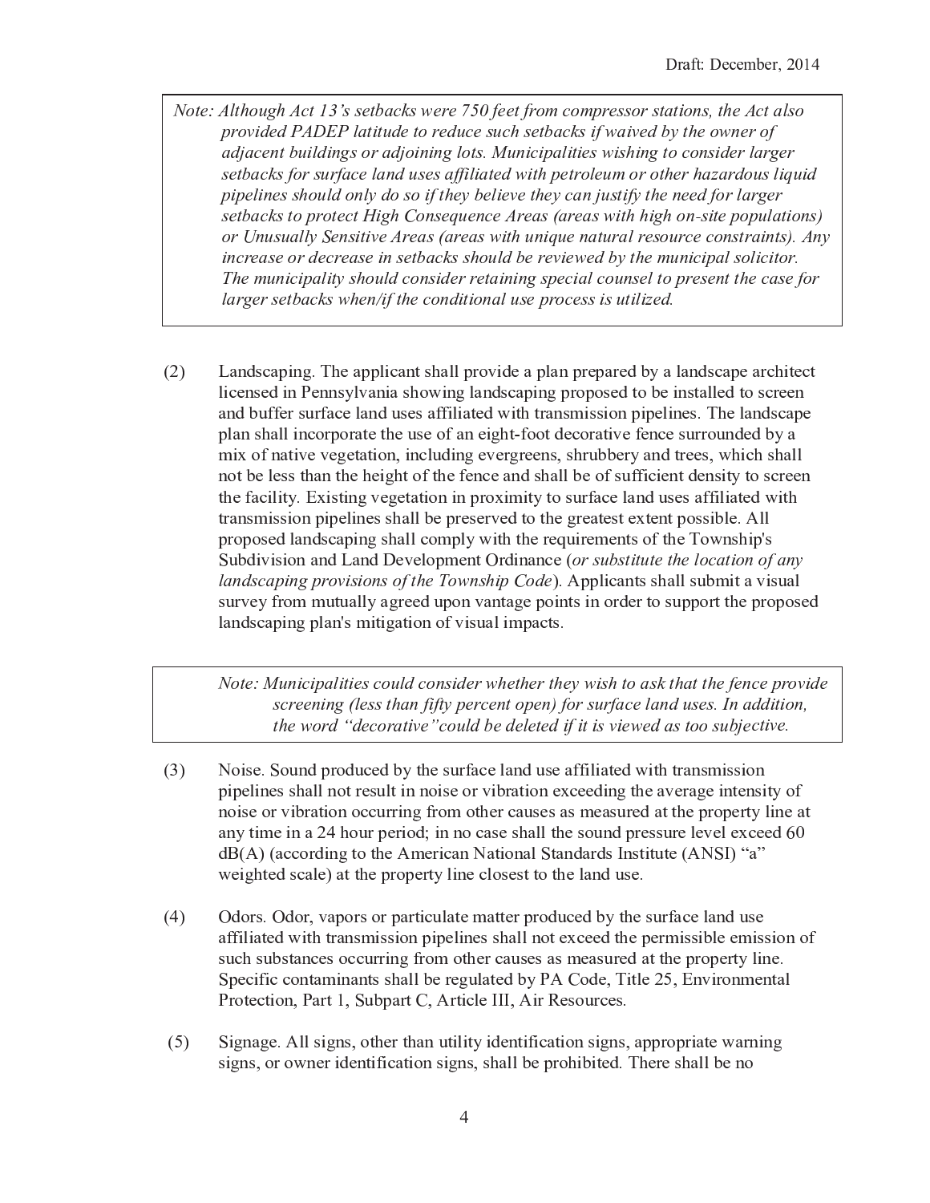> *Note: Although Act 13's setbacks were 750 feet from compressor stations, the Act also provided PADEP latitude to reduce such setbacks if waived by the owner of adjacent buildings or adjoining lots. Municipalities wishing to consider larger setbacks for surface land uses affiliated with petroleum or other hazardous liquid pipelines should only do so if they believe they can justify the need for larger setbacks to protect High Consequence Areas (areas with high on-site populations) or Unusually Sensitive Areas (areas with unique natural resource constraints). Any increase or decrease in setbacks should be reviewed by the municipal solicitor. The municipality should consider retaining special counsel to present the case for larger setbacks when/if the conditional use process is utilized.*

(2) Landscaping. The applicant shall provide a plan prepared by a landscape architect licensed in Pennsylvania showing landscaping proposed to be installed to screen and buffer surface land uses affiliated with transmission pipelines. The landscape plan shall incorporate the use of an eight-foot decorative fence surrounded by a mix of native vegetation, including evergreens, shrubbery and trees, which shall not be less than the height of the fence and shall be of sufficient density to screen the facility. Existing vegetation in proximity to surface land uses affiliated with transmission pipelines shall be preserved to the greatest extent possible. All proposed landscaping shall comply with the requirements of the Township's Subdivision and Land Development Ordinance (*or substitute the location of any landscaping provisions of the Township Code*). Applicants shall submit a visual survey from mutually agreed upon vantage points in order to support the proposed landscaping plan's mitigation of visual impacts.

> *Note: Municipalities could consider whether they wish to ask that the fence provide screening (less than fifty percent open) for surface land uses. In addition, the word "decorative" could be deleted if it is viewed as too subjective.*

(3) Noise. Sound produced by the surface land use affiliated with transmission pipelines shall not result in noise or vibration exceeding the average intensity of noise or vibration occurring from other causes as measured at the property line at any time in a 24 hour period; in no case shall the sound pressure level exceed 60 dB(A) (according to the American National Standards Institute (ANSI) "a" weighted scale) at the property line closest to the land use.

(4) Odors. Odor, vapors or particulate matter produced by the surface land use affiliated with transmission pipelines shall not exceed the permissible emission of such substances occurring from other causes as measured at the property line. Specific contaminants shall be regulated by PA Code, Title 25, Environmental Protection, Part 1, Subpart C, Article III, Air Resources.

(5) Signage. All signs, other than utility identification signs, appropriate warning signs, or owner identification signs, shall be prohibited. There shall be no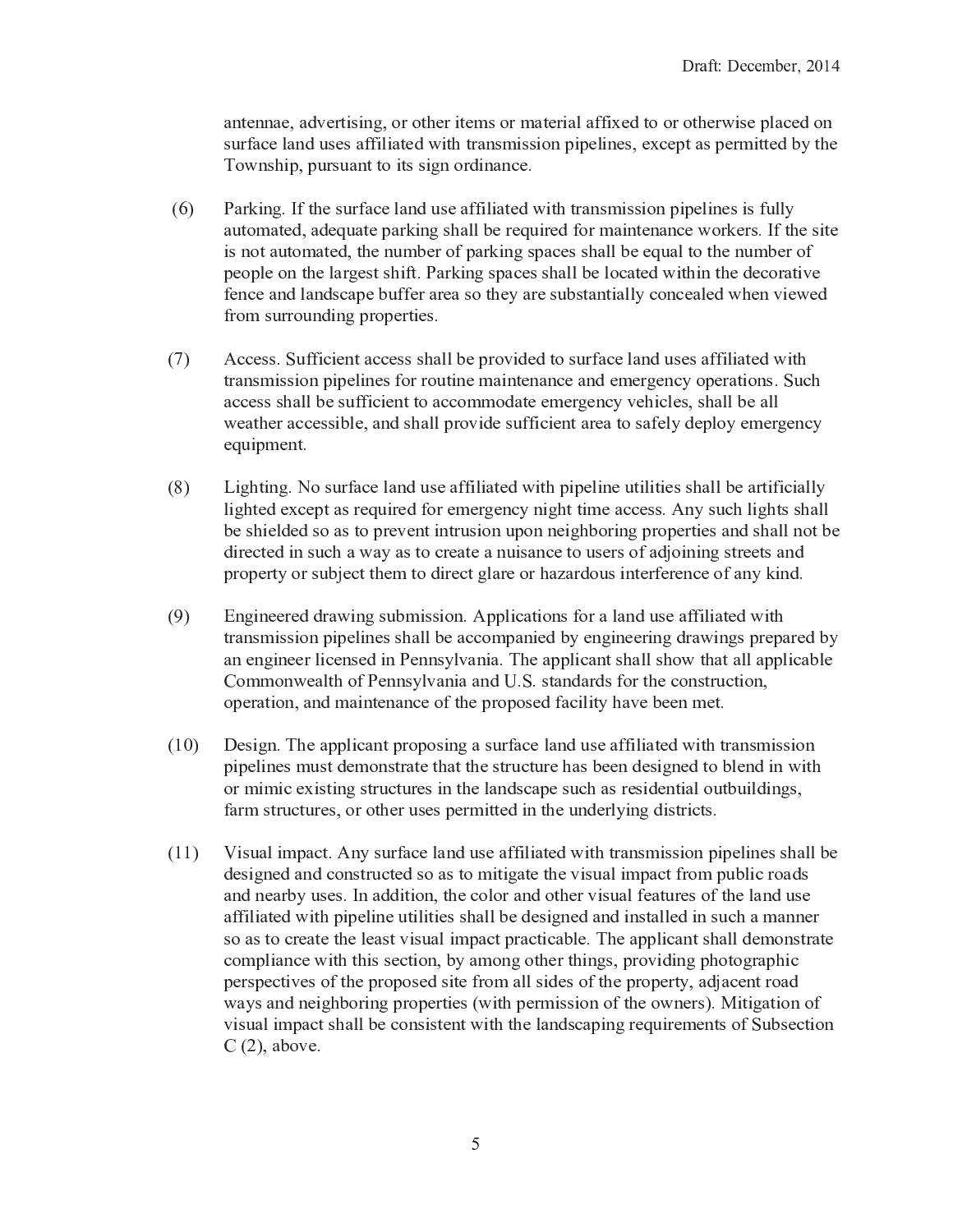antennae, advertising, or other items or material affixed to or otherwise placed on surface land uses affiliated with transmission pipelines, except as permitted by the Township, pursuant to its sign ordinance.

(6) Parking. If the surface land use affiliated with transmission pipelines is fully automated, adequate parking shall be required for maintenance workers. If the site is not automated, the number of parking spaces shall be equal to the number of people on the largest shift. Parking spaces shall be located within the decorative fence and landscape buffer area so they are substantially concealed when viewed from surrounding properties.

(7) Access. Sufficient access shall be provided to surface land uses affiliated with transmission pipelines for routine maintenance and emergency operations. Such access shall be sufficient to accommodate emergency vehicles, shall be all weather accessible, and shall provide sufficient area to safely deploy emergency equipment.

(8) Lighting. No surface land use affiliated with pipeline utilities shall be artificially lighted except as required for emergency night time access. Any such lights shall be shielded so as to prevent intrusion upon neighboring properties and shall not be directed in such a way as to create a nuisance to users of adjoining streets and property or subject them to direct glare or hazardous interference of any kind.

(9) Engineered drawing submission. Applications for a land use affiliated with transmission pipelines shall be accompanied by engineering drawings prepared by an engineer licensed in Pennsylvania. The applicant shall show that all applicable Commonwealth of Pennsylvania and U.S. standards for the construction, operation, and maintenance of the proposed facility have been met.

(10) Design. The applicant proposing a surface land use affiliated with transmission pipelines must demonstrate that the structure has been designed to blend in with or mimic existing structures in the landscape such as residential outbuildings, farm structures, or other uses permitted in the underlying districts.

(11) Visual impact. Any surface land use affiliated with transmission pipelines shall be designed and constructed so as to mitigate the visual impact from public roads and nearby uses. In addition, the color and other visual features of the land use affiliated with pipeline utilities shall be designed and installed in such a manner so as to create the least visual impact practicable. The applicant shall demonstrate compliance with this section, by among other things, providing photographic perspectives of the proposed site from all sides of the property, adjacent road ways and neighboring properties (with permission of the owners). Mitigation of visual impact shall be consistent with the landscaping requirements of Subsection C (2), above.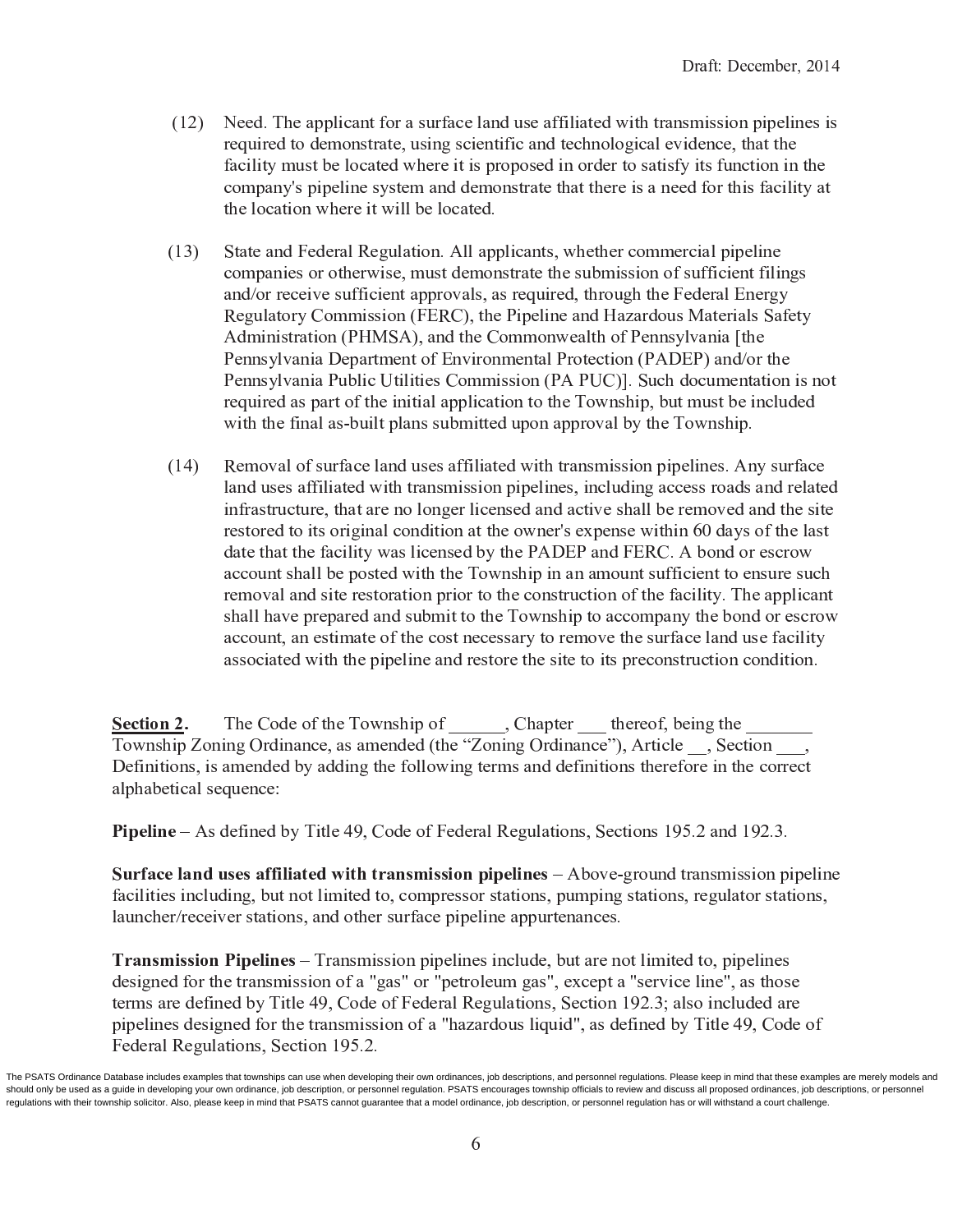(12) Need. The applicant for a surface land use affiliated with transmission pipelines is required to demonstrate, using scientific and technological evidence, that the facility must be located where it is proposed in order to satisfy its function in the company's pipeline system and demonstrate that there is a need for this facility at the location where it will be located.

(13) State and Federal Regulation. All applicants, whether commercial pipeline companies or otherwise, must demonstrate the submission of sufficient filings and/or receive sufficient approvals, as required, through the Federal Energy Regulatory Commission (FERC), the Pipeline and Hazardous Materials Safety Administration (PHMSA), and the Commonwealth of Pennsylvania [the Pennsylvania Department of Environmental Protection (PADEP) and/or the Pennsylvania Public Utilities Commission (PA PUC)]. Such documentation is not required as part of the initial application to the Township, but must be included with the final as-built plans submitted upon approval by the Township.

(14) Removal of surface land uses affiliated with transmission pipelines. Any surface land uses affiliated with transmission pipelines, including access roads and related infrastructure, that are no longer licensed and active shall be removed and the site restored to its original condition at the owner's expense within 60 days of the last date that the facility was licensed by the PADEP and FERC. A bond or escrow account shall be posted with the Township in an amount sufficient to ensure such removal and site restoration prior to the construction of the facility. The applicant shall have prepared and submit to the Township to accompany the bond or escrow account, an estimate of the cost necessary to remove the surface land use facility associated with the pipeline and restore the site to its preconstruction condition.

**Section 2.** The Code of the Township of ______, Chapter ___ thereof, being the _______ Township Zoning Ordinance, as amended (the "Zoning Ordinance"), Article __, Section ___, Definitions, is amended by adding the following terms and definitions therefore in the correct alphabetical sequence:

**Pipeline** – As defined by Title 49, Code of Federal Regulations, Sections 195.2 and 192.3.

**Surface land uses affiliated with transmission pipelines** – Above-ground transmission pipeline facilities including, but not limited to, compressor stations, pumping stations, regulator stations, launcher/receiver stations, and other surface pipeline appurtenances.

**Transmission Pipelines** – Transmission pipelines include, but are not limited to, pipelines designed for the transmission of a "gas" or "petroleum gas", except a "service line", as those terms are defined by Title 49, Code of Federal Regulations, Section 192.3; also included are pipelines designed for the transmission of a "hazardous liquid", as defined by Title 49, Code of Federal Regulations, Section 195.2.

The PSATS Ordinance Database includes examples that townships can use when developing their own ordinances, job descriptions, and personnel regulations. Please keep in mind that these examples are merely models and should only be used as a guide in developing your own ordinance, job description, or personnel regulation. PSATS encourages township officials to review and discuss all proposed ordinances, job descriptions, or personnel regulations with their township solicitor. Also, please keep in mind that PSATS cannot guarantee that a model ordinance, job description, or personnel regulation has or will withstand a court challenge.